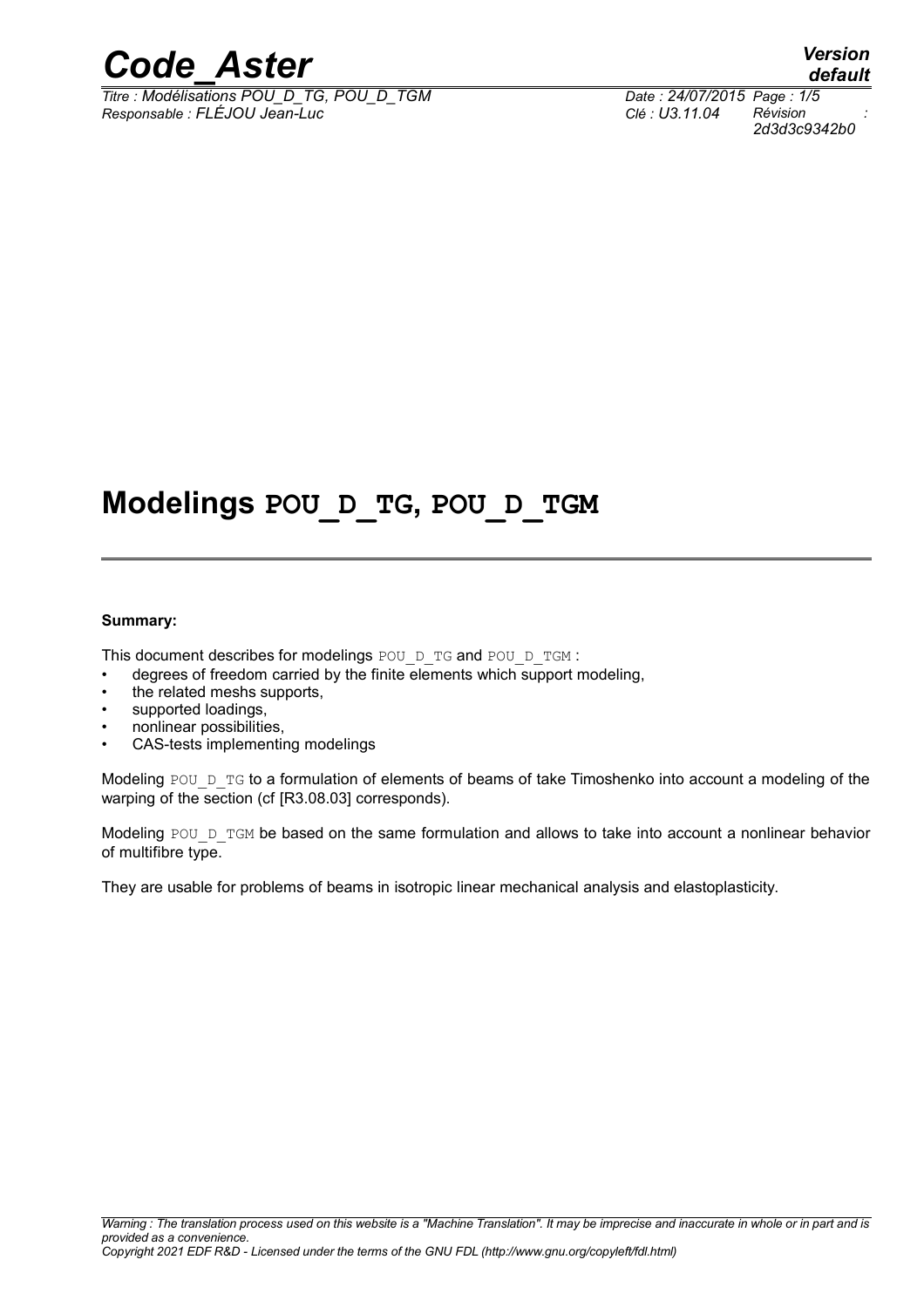# Modelings POU_D_TG, POU_D_TGM

**Summary:**

This document describes for modelings POU_D_TG and POU_D_TGM :

- degrees of freedom carried by the finite elements which support modeling,
- the related meshs supports,
- supported loadings,
- nonlinear possibilities,
- CAS-tests implementing modelings

Modeling POU_D_TG to a formulation of elements of beams of take Timoshenko into account a modeling of the warping of the section (cf [R3.08.03] corresponds).

Modeling POU_D_TGM be based on the same formulation and allows to take into account a nonlinear behavior of multifibre type.

They are usable for problems of beams in isotropic linear mechanical analysis and elastoplasticity.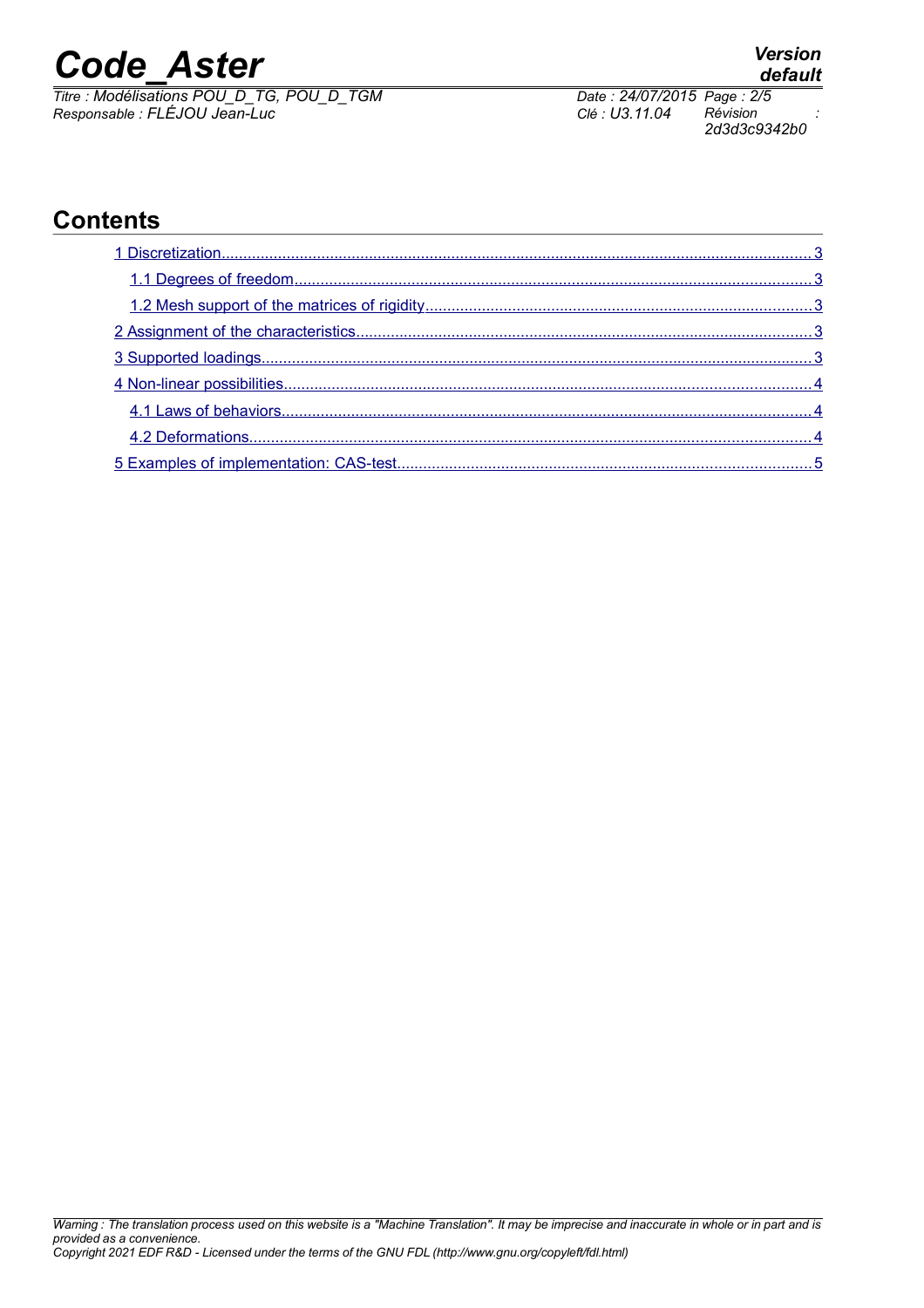## Contents

1 Discretization ... 3

1.1 Degrees of freedom ... 3

1.2 Mesh support of the matrices of rigidity ... 3

2 Assignment of the characteristics ... 3

3 Supported loadings ... 3

4 Non-linear possibilities ... 4

4.1 Laws of behaviors ... 4

4.2 Deformations ... 4

5 Examples of implementation: CAS-test ... 5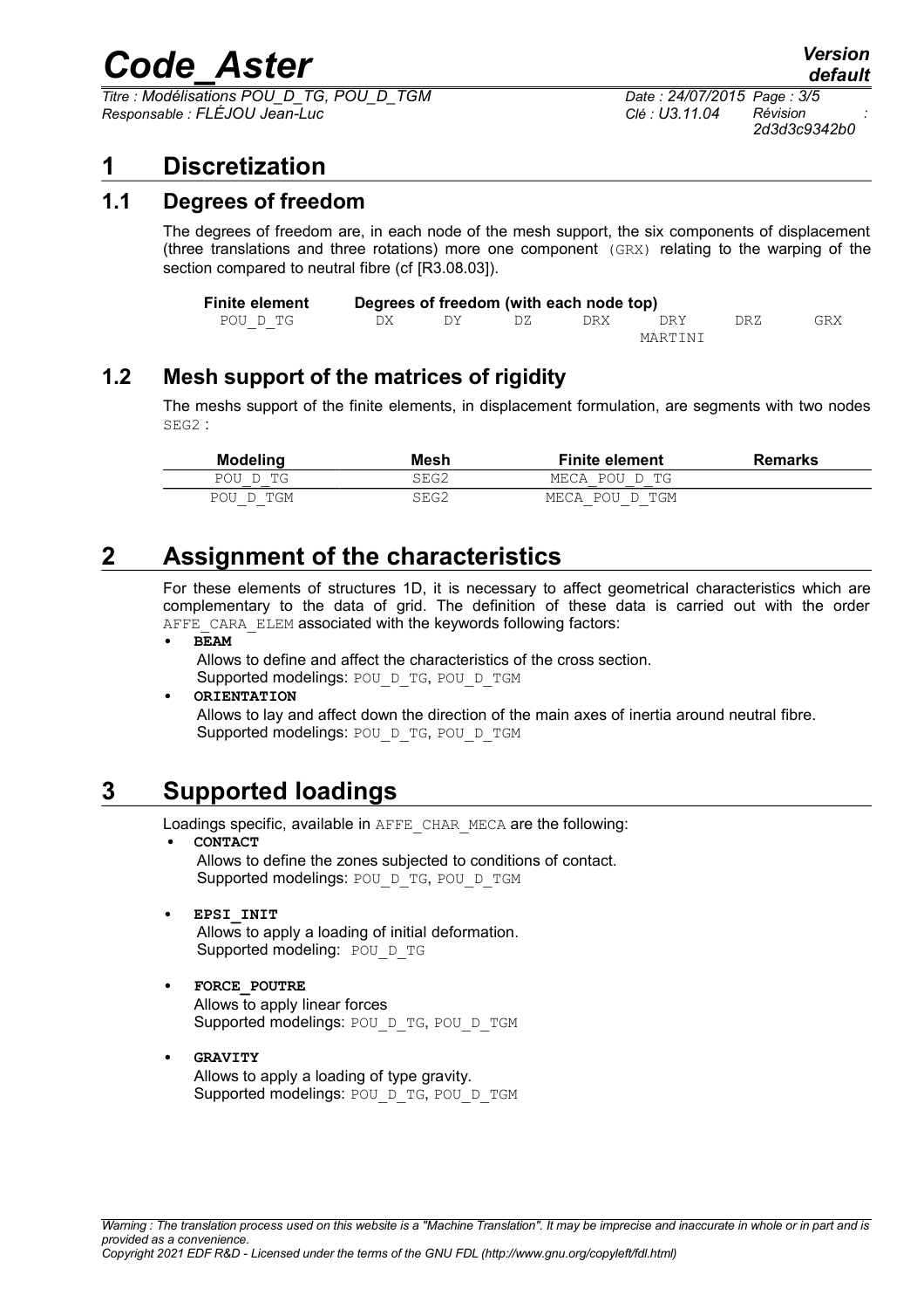# 1 Discretization

## 1.1 Degrees of freedom

The degrees of freedom are, in each node of the mesh support, the six components of displacement (three translations and three rotations) more one component (GRX) relating to the warping of the section compared to neutral fibre (cf [R3.08.03]).

| Finite element | Degrees of freedom (with each node top) | | | | | | |
|---|---|---|---|---|---|---|---|
| POU_D_TG | DX | DY | DZ | DRX | DRY MARTINI | DRZ | GRX |

## 1.2 Mesh support of the matrices of rigidity

The meshs support of the finite elements, in displacement formulation, are segments with two nodes SEG2 :

| Modeling | Mesh | Finite element | Remarks |
|---|---|---|---|
| POU_D_TG | SEG2 | MECA_POU_D_TG | |
| POU_D_TGM | SEG2 | MECA_POU_D_TGM | |

# 2 Assignment of the characteristics

For these elements of structures 1D, it is necessary to affect geometrical characteristics which are complementary to the data of grid. The definition of these data is carried out with the order AFFE_CARA_ELEM associated with the keywords following factors:

- **BEAM**
  Allows to define and affect the characteristics of the cross section.
  Supported modelings: POU_D_TG, POU_D_TGM
- **ORIENTATION**
  Allows to lay and affect down the direction of the main axes of inertia around neutral fibre.
  Supported modelings: POU_D_TG, POU_D_TGM

# 3 Supported loadings

Loadings specific, available in AFFE_CHAR_MECA are the following:

- **CONTACT**
  Allows to define the zones subjected to conditions of contact.
  Supported modelings: POU_D_TG, POU_D_TGM
- **EPSI_INIT**
  Allows to apply a loading of initial deformation.
  Supported modeling: POU_D_TG
- **FORCE_POUTRE**
  Allows to apply linear forces
  Supported modelings: POU_D_TG, POU_D_TGM
- **GRAVITY**
  Allows to apply a loading of type gravity.
  Supported modelings: POU_D_TG, POU_D_TGM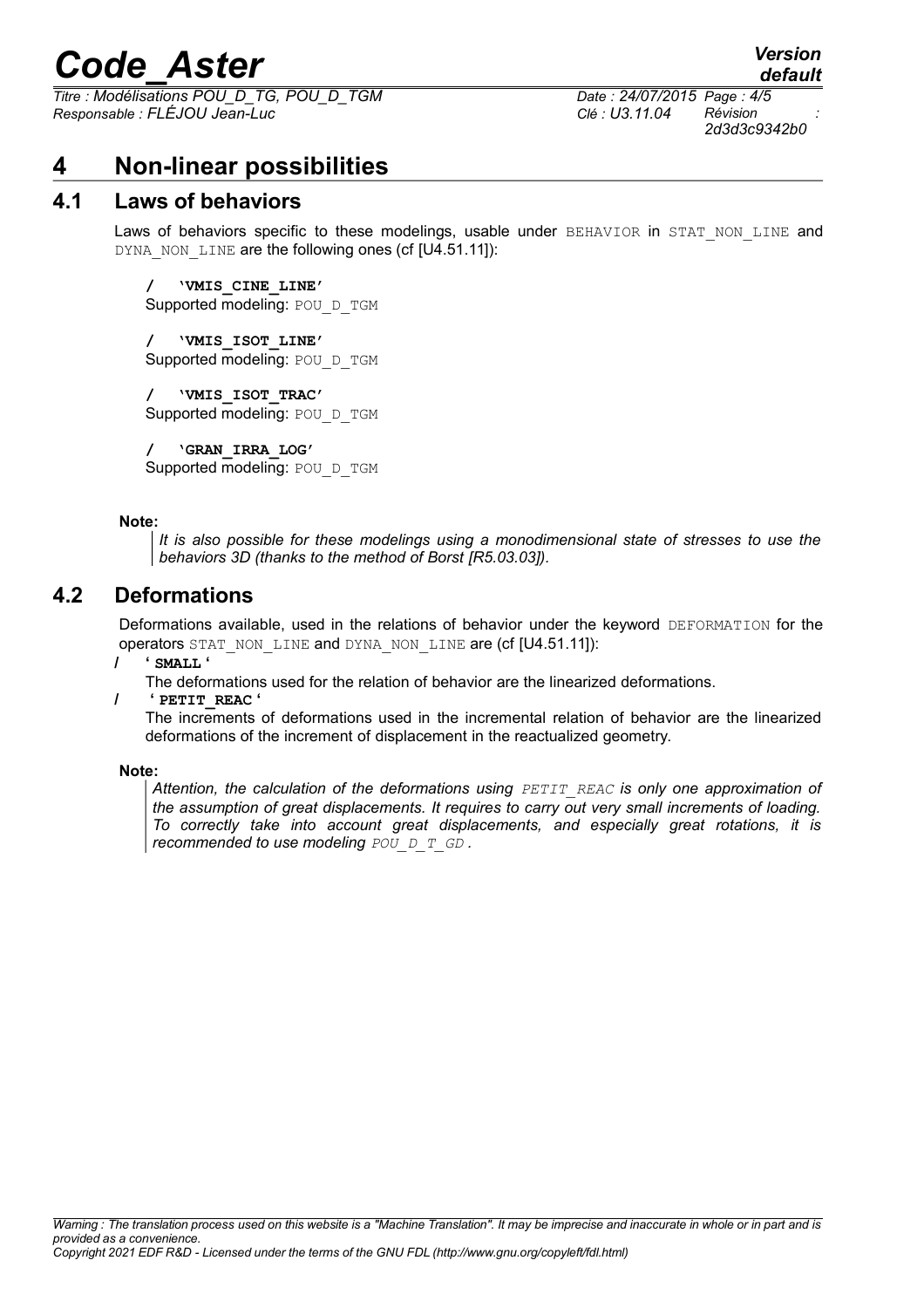# 4 Non-linear possibilities

## 4.1 Laws of behaviors

Laws of behaviors specific to these modelings, usable under BEHAVIOR in STAT_NON_LINE and DYNA_NON_LINE are the following ones (cf [U4.51.11]):

**/ 'VMIS_CINE_LINE'**
Supported modeling: POU_D_TGM

**/ 'VMIS_ISOT_LINE'**
Supported modeling: POU_D_TGM

**/ 'VMIS_ISOT_TRAC'**
Supported modeling: POU_D_TGM

**/ 'GRAN_IRRA_LOG'**
Supported modeling: POU_D_TGM

**Note:**

*It is also possible for these modelings using a monodimensional state of stresses to use the behaviors 3D (thanks to the method of Borst [R5.03.03]).*

## 4.2 Deformations

Deformations available, used in the relations of behavior under the keyword DEFORMATION for the operators STAT_NON_LINE and DYNA_NON_LINE are (cf [U4.51.11]):

**/ ' SMALL '**
The deformations used for the relation of behavior are the linearized deformations.

**/ ' PETIT_REAC '**
The increments of deformations used in the incremental relation of behavior are the linearized deformations of the increment of displacement in the reactualized geometry.

**Note:**

*Attention, the calculation of the deformations using PETIT_REAC is only one approximation of the assumption of great displacements. It requires to carry out very small increments of loading. To correctly take into account great displacements, and especially great rotations, it is recommended to use modeling POU_D_T_GD .*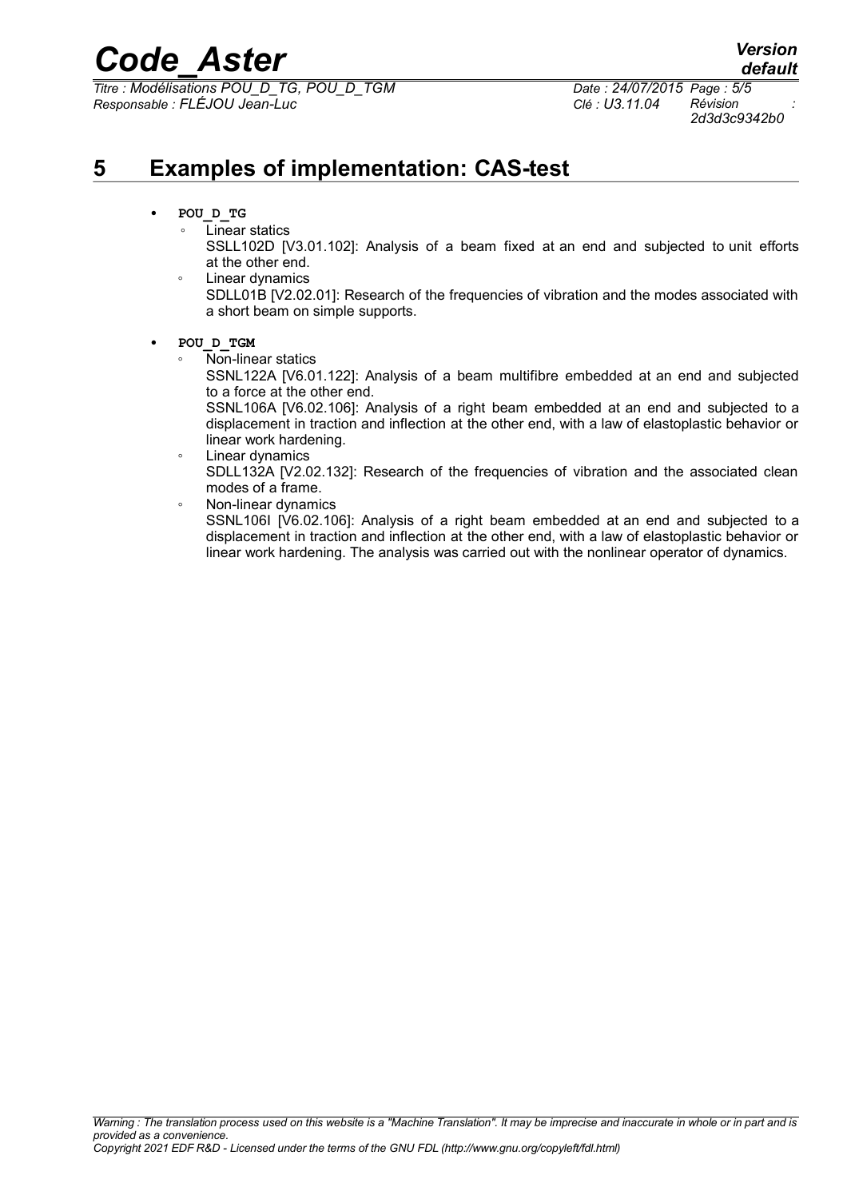# 5 Examples of implementation: CAS-test

- **POU_D_TG**
  - Linear statics
    SSLL102D [V3.01.102]: Analysis of a beam fixed at an end and subjected to unit efforts at the other end.
  - Linear dynamics
    SDLL01B [V2.02.01]: Research of the frequencies of vibration and the modes associated with a short beam on simple supports.
- **POU_D_TGM**
  - Non-linear statics
    SSNL122A [V6.01.122]: Analysis of a beam multifibre embedded at an end and subjected to a force at the other end.
    SSNL106A [V6.02.106]: Analysis of a right beam embedded at an end and subjected to a displacement in traction and inflection at the other end, with a law of elastoplastic behavior or linear work hardening.
  - Linear dynamics
    SDLL132A [V2.02.132]: Research of the frequencies of vibration and the associated clean modes of a frame.
  - Non-linear dynamics
    SSNL106I [V6.02.106]: Analysis of a right beam embedded at an end and subjected to a displacement in traction and inflection at the other end, with a law of elastoplastic behavior or linear work hardening. The analysis was carried out with the nonlinear operator of dynamics.